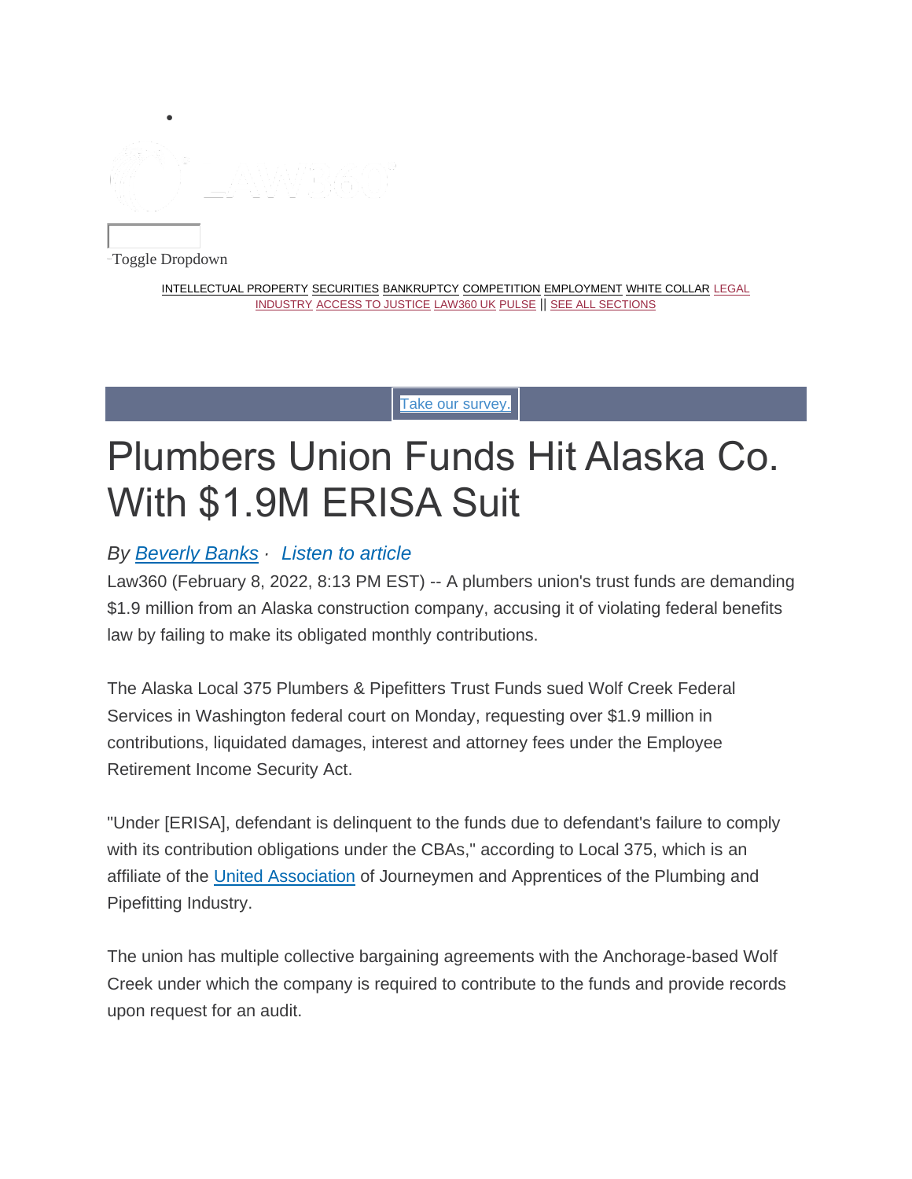Toggle Dropdown

INTELLECTUAL PROPERTY SECURITIES BANKRUPTCY COMPETITION EMPLOYMENT WHITE COLLAR LEGAL INDUSTRY ACCESS TO JUSTICE LAW360 UK PULSE || SEE ALL SECTIONS

Take our survey.

# Plumbers Union Funds Hit Alaska Co. With $1.9M ERISA Suit

*By Beverly Banks · Listen to article*

Law360 (February 8, 2022, 8:13 PM EST) -- A plumbers union's trust funds are demanding $1.9 million from an Alaska construction company, accusing it of violating federal benefits law by failing to make its obligated monthly contributions.

The Alaska Local 375 Plumbers & Pipefitters Trust Funds sued Wolf Creek Federal Services in Washington federal court on Monday, requesting over $1.9 million in contributions, liquidated damages, interest and attorney fees under the Employee Retirement Income Security Act.

"Under [ERISA], defendant is delinquent to the funds due to defendant's failure to comply with its contribution obligations under the CBAs," according to Local 375, which is an affiliate of the United Association of Journeymen and Apprentices of the Plumbing and Pipefitting Industry.

The union has multiple collective bargaining agreements with the Anchorage-based Wolf Creek under which the company is required to contribute to the funds and provide records upon request for an audit.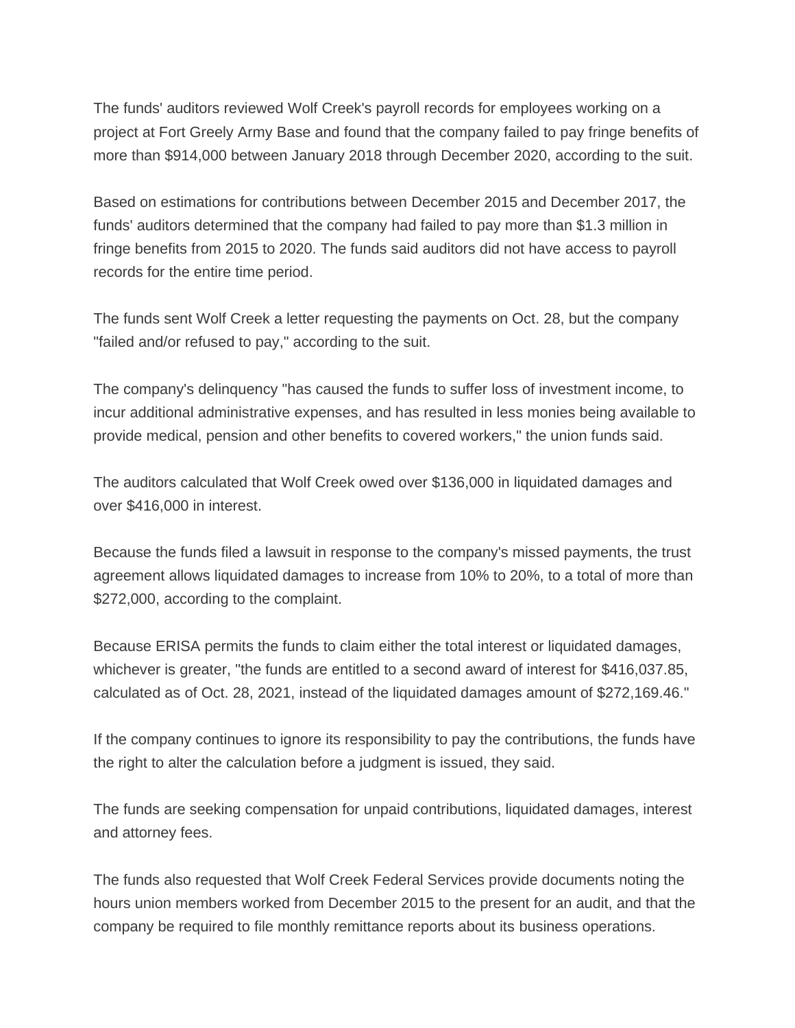The funds' auditors reviewed Wolf Creek's payroll records for employees working on a project at Fort Greely Army Base and found that the company failed to pay fringe benefits of more than $914,000 between January 2018 through December 2020, according to the suit.

Based on estimations for contributions between December 2015 and December 2017, the funds' auditors determined that the company had failed to pay more than $1.3 million in fringe benefits from 2015 to 2020. The funds said auditors did not have access to payroll records for the entire time period.

The funds sent Wolf Creek a letter requesting the payments on Oct. 28, but the company "failed and/or refused to pay," according to the suit.

The company's delinquency "has caused the funds to suffer loss of investment income, to incur additional administrative expenses, and has resulted in less monies being available to provide medical, pension and other benefits to covered workers," the union funds said.

The auditors calculated that Wolf Creek owed over $136,000 in liquidated damages and over $416,000 in interest.

Because the funds filed a lawsuit in response to the company's missed payments, the trust agreement allows liquidated damages to increase from 10% to 20%, to a total of more than $272,000, according to the complaint.

Because ERISA permits the funds to claim either the total interest or liquidated damages, whichever is greater, "the funds are entitled to a second award of interest for $416,037.85, calculated as of Oct. 28, 2021, instead of the liquidated damages amount of $272,169.46."

If the company continues to ignore its responsibility to pay the contributions, the funds have the right to alter the calculation before a judgment is issued, they said.

The funds are seeking compensation for unpaid contributions, liquidated damages, interest and attorney fees.

The funds also requested that Wolf Creek Federal Services provide documents noting the hours union members worked from December 2015 to the present for an audit, and that the company be required to file monthly remittance reports about its business operations.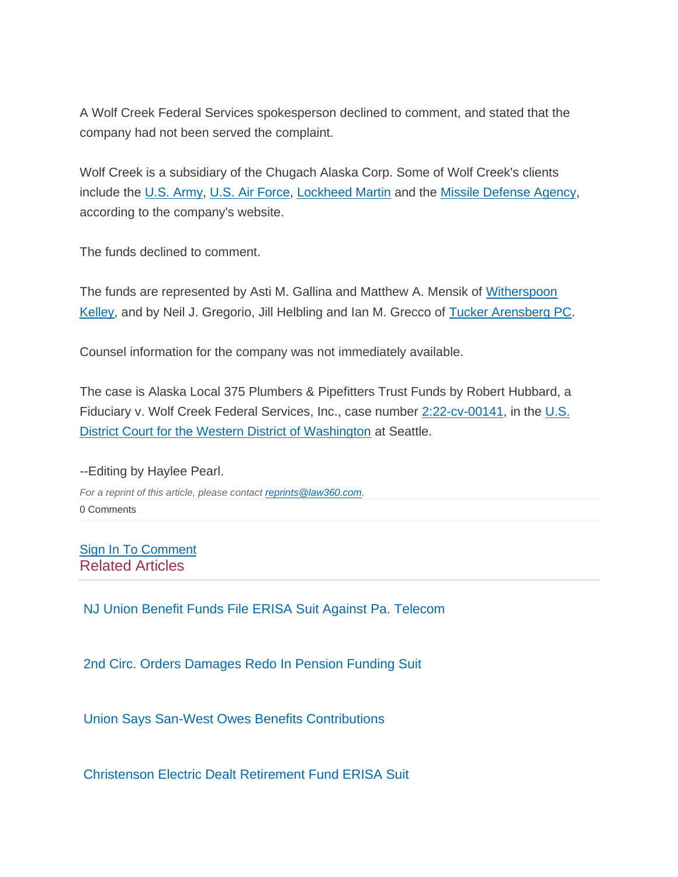A Wolf Creek Federal Services spokesperson declined to comment, and stated that the company had not been served the complaint.

Wolf Creek is a subsidiary of the Chugach Alaska Corp. Some of Wolf Creek's clients include the U.S. Army, U.S. Air Force, Lockheed Martin and the Missile Defense Agency, according to the company's website.

The funds declined to comment.

The funds are represented by Asti M. Gallina and Matthew A. Mensik of Witherspoon Kelley, and by Neil J. Gregorio, Jill Helbling and Ian M. Grecco of Tucker Arensberg PC.

Counsel information for the company was not immediately available.

The case is Alaska Local 375 Plumbers & Pipefitters Trust Funds by Robert Hubbard, a Fiduciary v. Wolf Creek Federal Services, Inc., case number 2:22-cv-00141, in the U.S. District Court for the Western District of Washington at Seattle.

--Editing by Haylee Pearl.

*For a reprint of this article, please contact reprints@law360.com.*

0 Comments

Sign In To Comment

## Related Articles

NJ Union Benefit Funds File ERISA Suit Against Pa. Telecom

2nd Circ. Orders Damages Redo In Pension Funding Suit

Union Says San-West Owes Benefits Contributions

Christenson Electric Dealt Retirement Fund ERISA Suit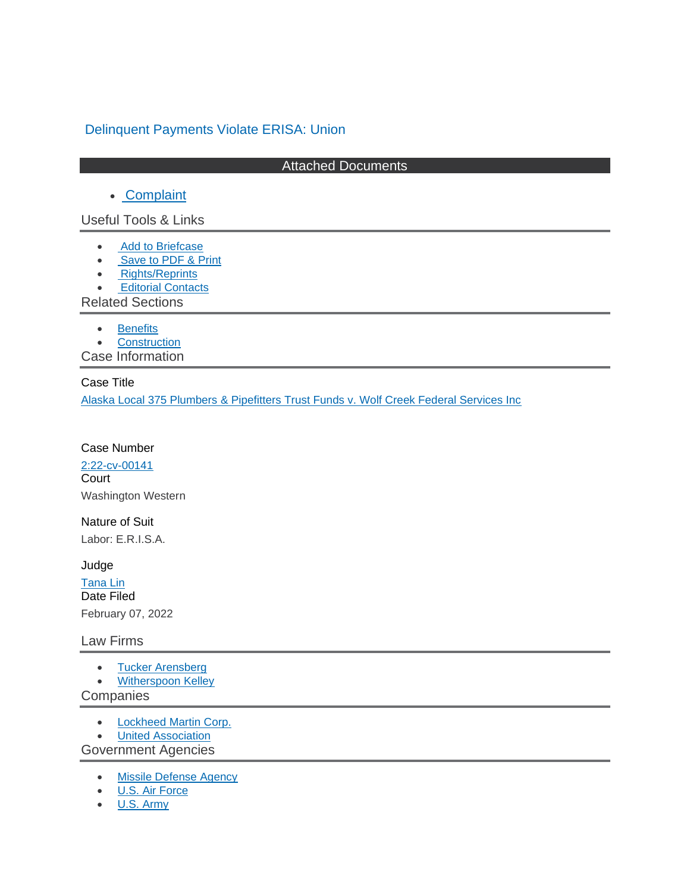# Delinquent Payments Violate ERISA: Union

## Attached Documents

- Complaint

## Useful Tools & Links

- Add to Briefcase
- Save to PDF & Print
- Rights/Reprints
- Editorial Contacts

## Related Sections

- Benefits
- Construction

## Case Information

**Case Title**

Alaska Local 375 Plumbers & Pipefitters Trust Funds v. Wolf Creek Federal Services Inc

**Case Number**

2:22-cv-00141

**Court**

Washington Western

**Nature of Suit**

Labor: E.R.I.S.A.

**Judge**

Tana Lin

**Date Filed**

February 07, 2022

## Law Firms

- Tucker Arensberg
- Witherspoon Kelley

## Companies

- Lockheed Martin Corp.
- United Association

## Government Agencies

- Missile Defense Agency
- U.S. Air Force
- U.S. Army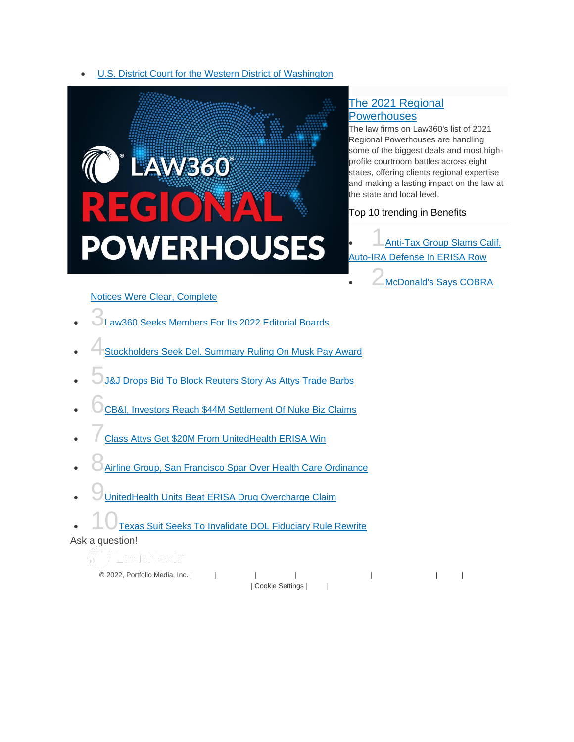- U.S. District Court for the Western District of Washington

REGIONAL POWERHOUSES

## The 2021 Regional Powerhouses

The law firms on Law360's list of 2021 Regional Powerhouses are handling some of the biggest deals and most high-profile courtroom battles across eight states, offering clients regional expertise and making a lasting impact on the law at the state and local level.

Top 10 trending in Benefits

- 1 Anti-Tax Group Slams Calif. Auto-IRA Defense In ERISA Row
- 2 McDonald's Says COBRA Notices Were Clear, Complete
- 3 Law360 Seeks Members For Its 2022 Editorial Boards
- 4 Stockholders Seek Del. Summary Ruling On Musk Pay Award
- 5 J&J Drops Bid To Block Reuters Story As Attys Trade Barbs
- 6 CB&I, Investors Reach $44M Settlement Of Nuke Biz Claims
- 7 Class Attys Get $20M From UnitedHealth ERISA Win
- 8 Airline Group, San Francisco Spar Over Health Care Ordinance
- 9 UnitedHealth Units Beat ERISA Drug Overcharge Claim
- 10 Texas Suit Seeks To Invalidate DOL Fiduciary Rule Rewrite

Ask a question!

© 2022, Portfolio Media, Inc. | | | | | | |

| Cookie Settings | |